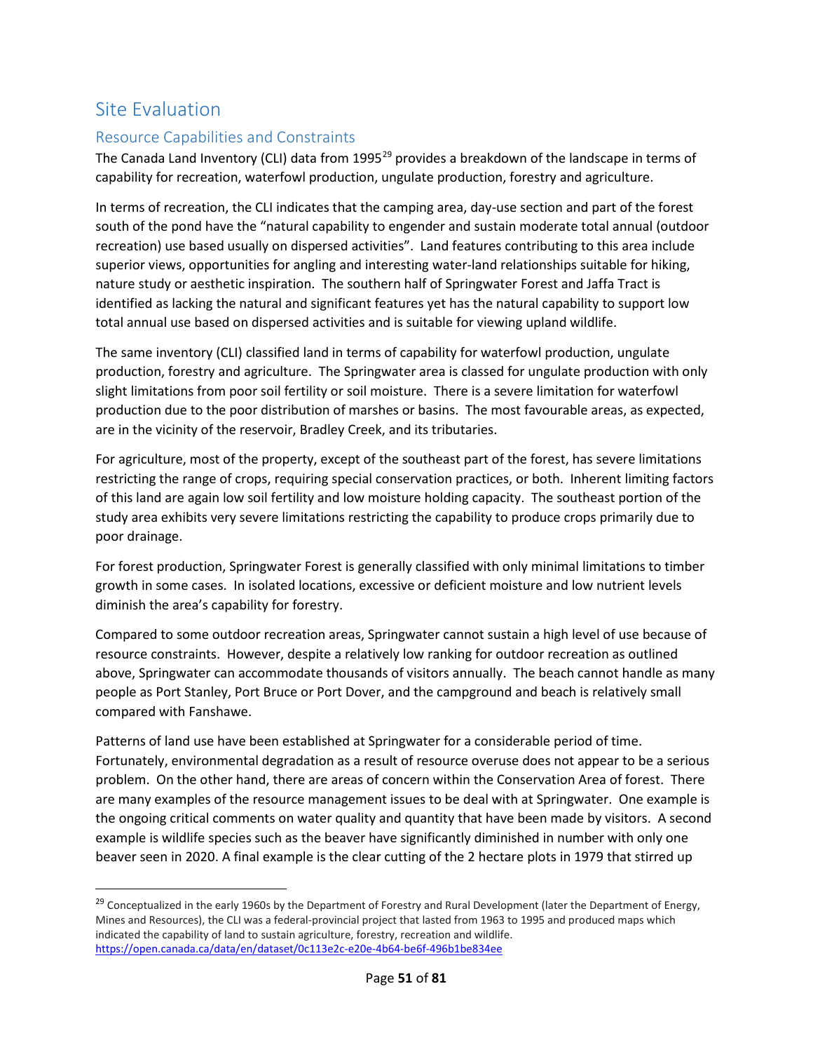# Site Evaluation

## Resource Capabilities and Constraints

The Canada Land Inventory (CLI) data from 1995[29] provides a breakdown of the landscape in terms of capability for recreation, waterfowl production, ungulate production, forestry and agriculture.

In terms of recreation, the CLI indicates that the camping area, day-use section and part of the forest south of the pond have the "natural capability to engender and sustain moderate total annual (outdoor recreation) use based usually on dispersed activities". Land features contributing to this area include superior views, opportunities for angling and interesting water-land relationships suitable for hiking, nature study or aesthetic inspiration. The southern half of Springwater Forest and Jaffa Tract is identified as lacking the natural and significant features yet has the natural capability to support low total annual use based on dispersed activities and is suitable for viewing upland wildlife.

The same inventory (CLI) classified land in terms of capability for waterfowl production, ungulate production, forestry and agriculture. The Springwater area is classed for ungulate production with only slight limitations from poor soil fertility or soil moisture. There is a severe limitation for waterfowl production due to the poor distribution of marshes or basins. The most favourable areas, as expected, are in the vicinity of the reservoir, Bradley Creek, and its tributaries.

For agriculture, most of the property, except of the southeast part of the forest, has severe limitations restricting the range of crops, requiring special conservation practices, or both. Inherent limiting factors of this land are again low soil fertility and low moisture holding capacity. The southeast portion of the study area exhibits very severe limitations restricting the capability to produce crops primarily due to poor drainage.

For forest production, Springwater Forest is generally classified with only minimal limitations to timber growth in some cases. In isolated locations, excessive or deficient moisture and low nutrient levels diminish the area's capability for forestry.

Compared to some outdoor recreation areas, Springwater cannot sustain a high level of use because of resource constraints. However, despite a relatively low ranking for outdoor recreation as outlined above, Springwater can accommodate thousands of visitors annually. The beach cannot handle as many people as Port Stanley, Port Bruce or Port Dover, and the campground and beach is relatively small compared with Fanshawe.

Patterns of land use have been established at Springwater for a considerable period of time. Fortunately, environmental degradation as a result of resource overuse does not appear to be a serious problem. On the other hand, there are areas of concern within the Conservation Area of forest. There are many examples of the resource management issues to be deal with at Springwater. One example is the ongoing critical comments on water quality and quantity that have been made by visitors. A second example is wildlife species such as the beaver have significantly diminished in number with only one beaver seen in 2020. A final example is the clear cutting of the 2 hectare plots in 1979 that stirred up

[29] Conceptualized in the early 1960s by the Department of Forestry and Rural Development (later the Department of Energy, Mines and Resources), the CLI was a federal-provincial project that lasted from 1963 to 1995 and produced maps which indicated the capability of land to sustain agriculture, forestry, recreation and wildlife. https://open.canada.ca/data/en/dataset/0c113e2c-e20e-4b64-be6f-496b1be834ee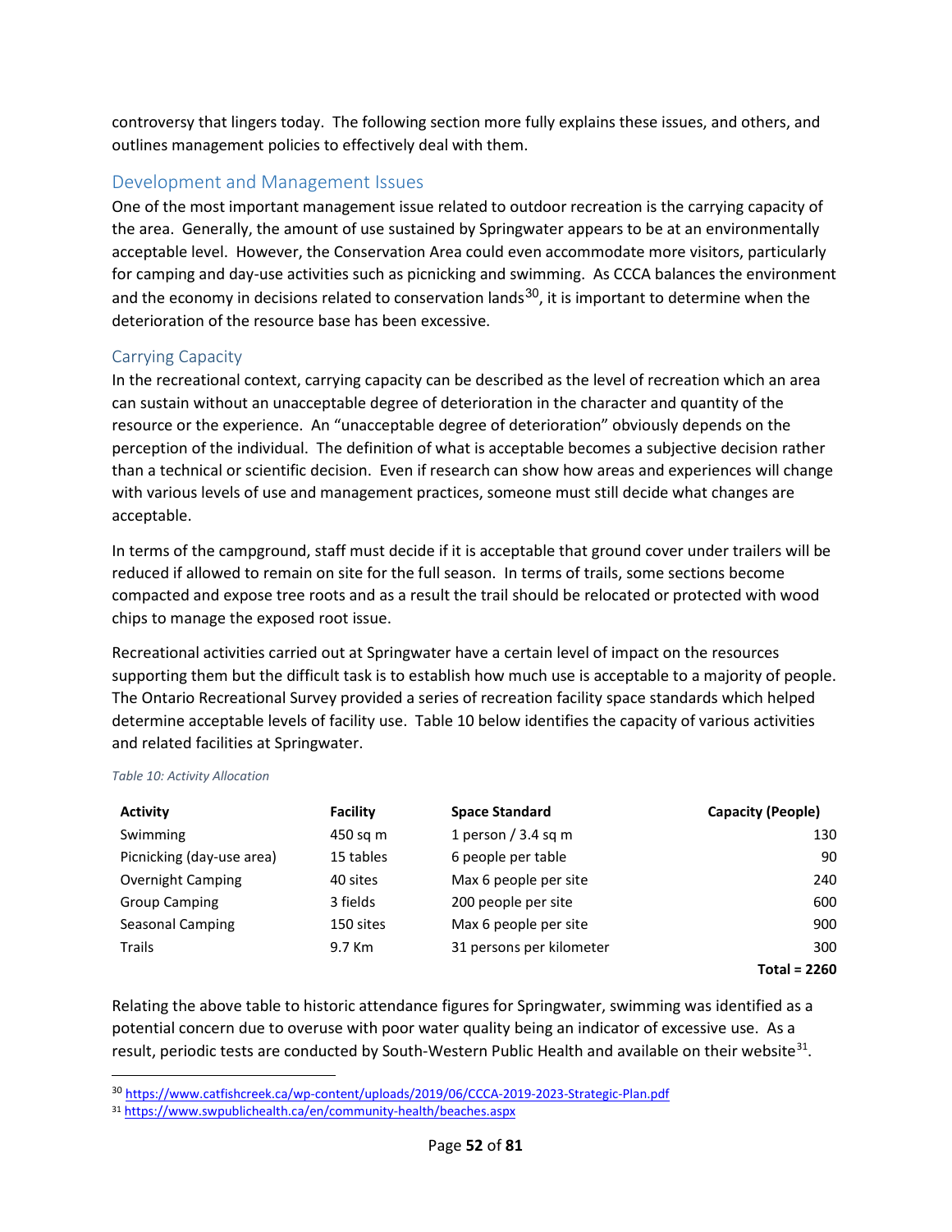controversy that lingers today. The following section more fully explains these issues, and others, and outlines management policies to effectively deal with them.

## Development and Management Issues

One of the most important management issue related to outdoor recreation is the carrying capacity of the area. Generally, the amount of use sustained by Springwater appears to be at an environmentally acceptable level. However, the Conservation Area could even accommodate more visitors, particularly for camping and day-use activities such as picnicking and swimming. As CCCA balances the environment and the economy in decisions related to conservation lands[30], it is important to determine when the deterioration of the resource base has been excessive.

## Carrying Capacity

In the recreational context, carrying capacity can be described as the level of recreation which an area can sustain without an unacceptable degree of deterioration in the character and quantity of the resource or the experience. An "unacceptable degree of deterioration" obviously depends on the perception of the individual. The definition of what is acceptable becomes a subjective decision rather than a technical or scientific decision. Even if research can show how areas and experiences will change with various levels of use and management practices, someone must still decide what changes are acceptable.

In terms of the campground, staff must decide if it is acceptable that ground cover under trailers will be reduced if allowed to remain on site for the full season. In terms of trails, some sections become compacted and expose tree roots and as a result the trail should be relocated or protected with wood chips to manage the exposed root issue.

Recreational activities carried out at Springwater have a certain level of impact on the resources supporting them but the difficult task is to establish how much use is acceptable to a majority of people. The Ontario Recreational Survey provided a series of recreation facility space standards which helped determine acceptable levels of facility use. Table 10 below identifies the capacity of various activities and related facilities at Springwater.

*Table 10: Activity Allocation*

| Activity | Facility | Space Standard | Capacity (People) |
|---|---|---|---|
| Swimming | 450 sq m | 1 person / 3.4 sq m | 130 |
| Picnicking (day-use area) | 15 tables | 6 people per table | 90 |
| Overnight Camping | 40 sites | Max 6 people per site | 240 |
| Group Camping | 3 fields | 200 people per site | 600 |
| Seasonal Camping | 150 sites | Max 6 people per site | 900 |
| Trails | 9.7 Km | 31 persons per kilometer | 300 |
| | | | **Total = 2260** |

Relating the above table to historic attendance figures for Springwater, swimming was identified as a potential concern due to overuse with poor water quality being an indicator of excessive use. As a result, periodic tests are conducted by South-Western Public Health and available on their website[31].

[30] https://www.catfishcreek.ca/wp-content/uploads/2019/06/CCCA-2019-2023-Strategic-Plan.pdf

[31] https://www.swpublichealth.ca/en/community-health/beaches.aspx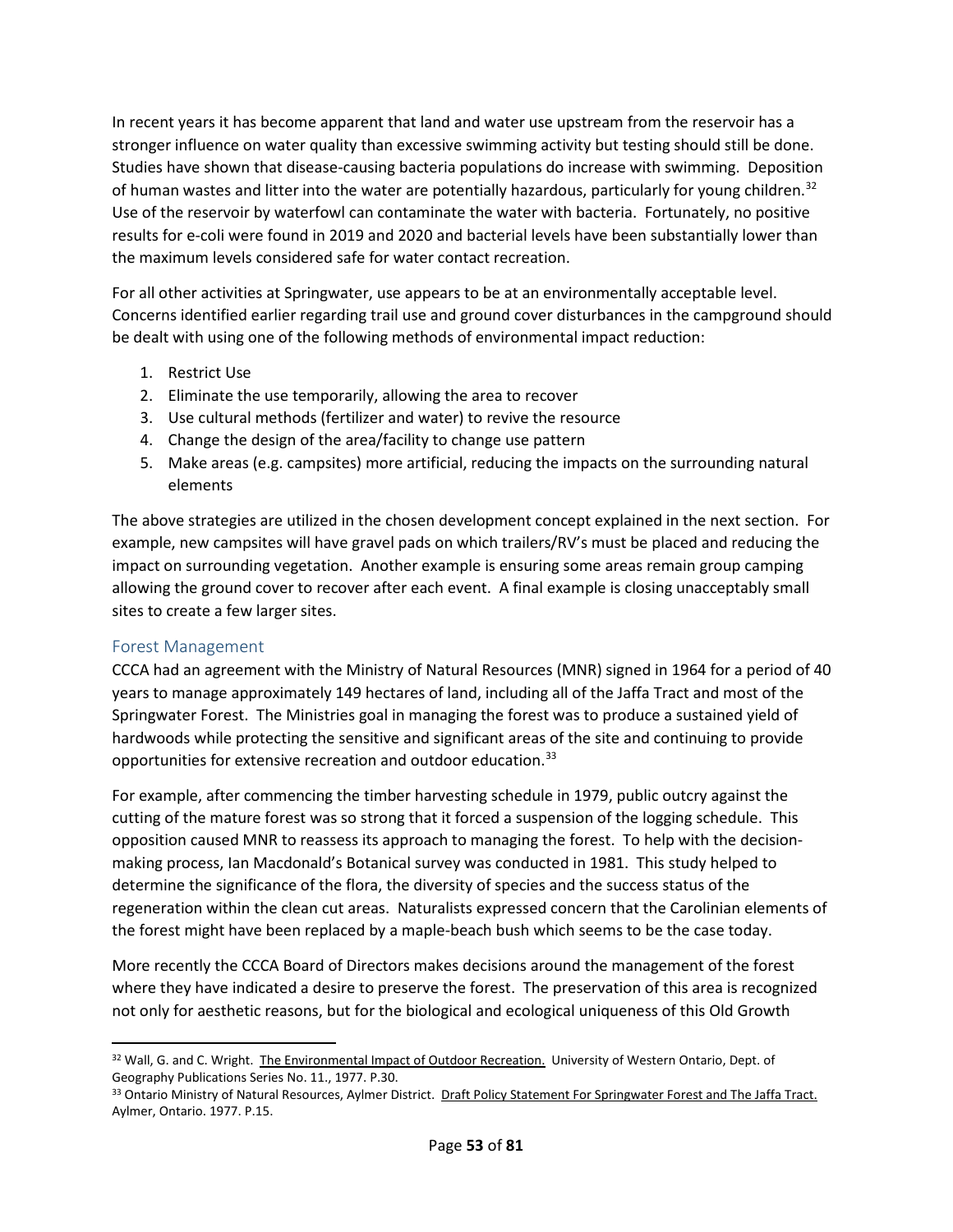In recent years it has become apparent that land and water use upstream from the reservoir has a stronger influence on water quality than excessive swimming activity but testing should still be done. Studies have shown that disease-causing bacteria populations do increase with swimming. Deposition of human wastes and litter into the water are potentially hazardous, particularly for young children.[32] Use of the reservoir by waterfowl can contaminate the water with bacteria. Fortunately, no positive results for e-coli were found in 2019 and 2020 and bacterial levels have been substantially lower than the maximum levels considered safe for water contact recreation.

For all other activities at Springwater, use appears to be at an environmentally acceptable level. Concerns identified earlier regarding trail use and ground cover disturbances in the campground should be dealt with using one of the following methods of environmental impact reduction:

1. Restrict Use
2. Eliminate the use temporarily, allowing the area to recover
3. Use cultural methods (fertilizer and water) to revive the resource
4. Change the design of the area/facility to change use pattern
5. Make areas (e.g. campsites) more artificial, reducing the impacts on the surrounding natural elements

The above strategies are utilized in the chosen development concept explained in the next section. For example, new campsites will have gravel pads on which trailers/RV's must be placed and reducing the impact on surrounding vegetation. Another example is ensuring some areas remain group camping allowing the ground cover to recover after each event. A final example is closing unacceptably small sites to create a few larger sites.

## Forest Management

CCCA had an agreement with the Ministry of Natural Resources (MNR) signed in 1964 for a period of 40 years to manage approximately 149 hectares of land, including all of the Jaffa Tract and most of the Springwater Forest. The Ministries goal in managing the forest was to produce a sustained yield of hardwoods while protecting the sensitive and significant areas of the site and continuing to provide opportunities for extensive recreation and outdoor education.[33]

For example, after commencing the timber harvesting schedule in 1979, public outcry against the cutting of the mature forest was so strong that it forced a suspension of the logging schedule. This opposition caused MNR to reassess its approach to managing the forest. To help with the decision-making process, Ian Macdonald's Botanical survey was conducted in 1981. This study helped to determine the significance of the flora, the diversity of species and the success status of the regeneration within the clean cut areas. Naturalists expressed concern that the Carolinian elements of the forest might have been replaced by a maple-beach bush which seems to be the case today.

More recently the CCCA Board of Directors makes decisions around the management of the forest where they have indicated a desire to preserve the forest. The preservation of this area is recognized not only for aesthetic reasons, but for the biological and ecological uniqueness of this Old Growth

---

[32] Wall, G. and C. Wright. The Environmental Impact of Outdoor Recreation. University of Western Ontario, Dept. of Geography Publications Series No. 11., 1977. P.30.

[33] Ontario Ministry of Natural Resources, Aylmer District. Draft Policy Statement For Springwater Forest and The Jaffa Tract. Aylmer, Ontario. 1977. P.15.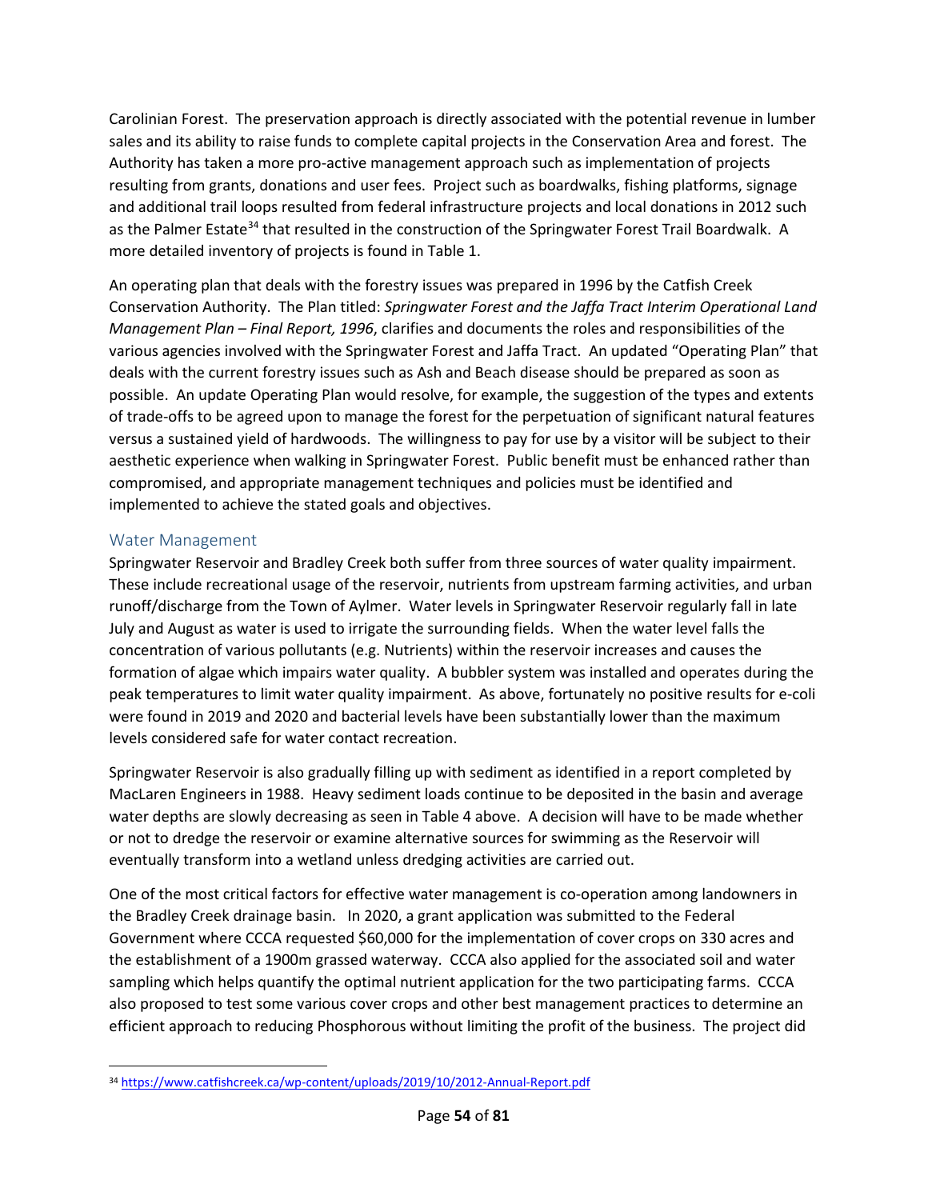Carolinian Forest. The preservation approach is directly associated with the potential revenue in lumber sales and its ability to raise funds to complete capital projects in the Conservation Area and forest. The Authority has taken a more pro-active management approach such as implementation of projects resulting from grants, donations and user fees. Project such as boardwalks, fishing platforms, signage and additional trail loops resulted from federal infrastructure projects and local donations in 2012 such as the Palmer Estate[34] that resulted in the construction of the Springwater Forest Trail Boardwalk. A more detailed inventory of projects is found in Table 1.

An operating plan that deals with the forestry issues was prepared in 1996 by the Catfish Creek Conservation Authority. The Plan titled: *Springwater Forest and the Jaffa Tract Interim Operational Land Management Plan – Final Report, 1996*, clarifies and documents the roles and responsibilities of the various agencies involved with the Springwater Forest and Jaffa Tract. An updated "Operating Plan" that deals with the current forestry issues such as Ash and Beach disease should be prepared as soon as possible. An update Operating Plan would resolve, for example, the suggestion of the types and extents of trade-offs to be agreed upon to manage the forest for the perpetuation of significant natural features versus a sustained yield of hardwoods. The willingness to pay for use by a visitor will be subject to their aesthetic experience when walking in Springwater Forest. Public benefit must be enhanced rather than compromised, and appropriate management techniques and policies must be identified and implemented to achieve the stated goals and objectives.

## Water Management

Springwater Reservoir and Bradley Creek both suffer from three sources of water quality impairment. These include recreational usage of the reservoir, nutrients from upstream farming activities, and urban runoff/discharge from the Town of Aylmer. Water levels in Springwater Reservoir regularly fall in late July and August as water is used to irrigate the surrounding fields. When the water level falls the concentration of various pollutants (e.g. Nutrients) within the reservoir increases and causes the formation of algae which impairs water quality. A bubbler system was installed and operates during the peak temperatures to limit water quality impairment. As above, fortunately no positive results for e-coli were found in 2019 and 2020 and bacterial levels have been substantially lower than the maximum levels considered safe for water contact recreation.

Springwater Reservoir is also gradually filling up with sediment as identified in a report completed by MacLaren Engineers in 1988. Heavy sediment loads continue to be deposited in the basin and average water depths are slowly decreasing as seen in Table 4 above. A decision will have to be made whether or not to dredge the reservoir or examine alternative sources for swimming as the Reservoir will eventually transform into a wetland unless dredging activities are carried out.

One of the most critical factors for effective water management is co-operation among landowners in the Bradley Creek drainage basin. In 2020, a grant application was submitted to the Federal Government where CCCA requested $60,000 for the implementation of cover crops on 330 acres and the establishment of a 1900m grassed waterway. CCCA also applied for the associated soil and water sampling which helps quantify the optimal nutrient application for the two participating farms. CCCA also proposed to test some various cover crops and other best management practices to determine an efficient approach to reducing Phosphorous without limiting the profit of the business. The project did

[34] https://www.catfishcreek.ca/wp-content/uploads/2019/10/2012-Annual-Report.pdf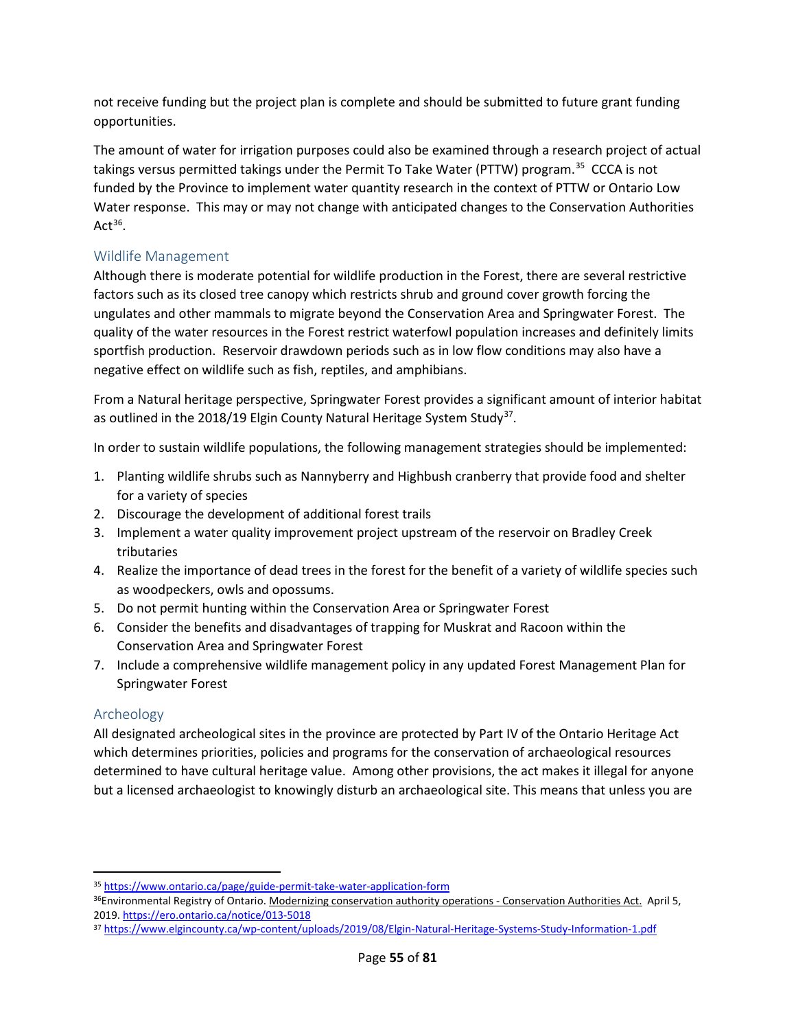not receive funding but the project plan is complete and should be submitted to future grant funding opportunities.

The amount of water for irrigation purposes could also be examined through a research project of actual takings versus permitted takings under the Permit To Take Water (PTTW) program.[35] CCCA is not funded by the Province to implement water quantity research in the context of PTTW or Ontario Low Water response. This may or may not change with anticipated changes to the Conservation Authorities Act[36].

## Wildlife Management

Although there is moderate potential for wildlife production in the Forest, there are several restrictive factors such as its closed tree canopy which restricts shrub and ground cover growth forcing the ungulates and other mammals to migrate beyond the Conservation Area and Springwater Forest. The quality of the water resources in the Forest restrict waterfowl population increases and definitely limits sportfish production. Reservoir drawdown periods such as in low flow conditions may also have a negative effect on wildlife such as fish, reptiles, and amphibians.

From a Natural heritage perspective, Springwater Forest provides a significant amount of interior habitat as outlined in the 2018/19 Elgin County Natural Heritage System Study[37].

In order to sustain wildlife populations, the following management strategies should be implemented:

1. Planting wildlife shrubs such as Nannyberry and Highbush cranberry that provide food and shelter for a variety of species
2. Discourage the development of additional forest trails
3. Implement a water quality improvement project upstream of the reservoir on Bradley Creek tributaries
4. Realize the importance of dead trees in the forest for the benefit of a variety of wildlife species such as woodpeckers, owls and opossums.
5. Do not permit hunting within the Conservation Area or Springwater Forest
6. Consider the benefits and disadvantages of trapping for Muskrat and Racoon within the Conservation Area and Springwater Forest
7. Include a comprehensive wildlife management policy in any updated Forest Management Plan for Springwater Forest

## Archeology

All designated archeological sites in the province are protected by Part IV of the Ontario Heritage Act which determines priorities, policies and programs for the conservation of archaeological resources determined to have cultural heritage value. Among other provisions, the act makes it illegal for anyone but a licensed archaeologist to knowingly disturb an archaeological site. This means that unless you are

---

[35] https://www.ontario.ca/page/guide-permit-take-water-application-form

[36] Environmental Registry of Ontario. Modernizing conservation authority operations - Conservation Authorities Act. April 5, 2019. https://ero.ontario.ca/notice/013-5018

[37] https://www.elgincounty.ca/wp-content/uploads/2019/08/Elgin-Natural-Heritage-Systems-Study-Information-1.pdf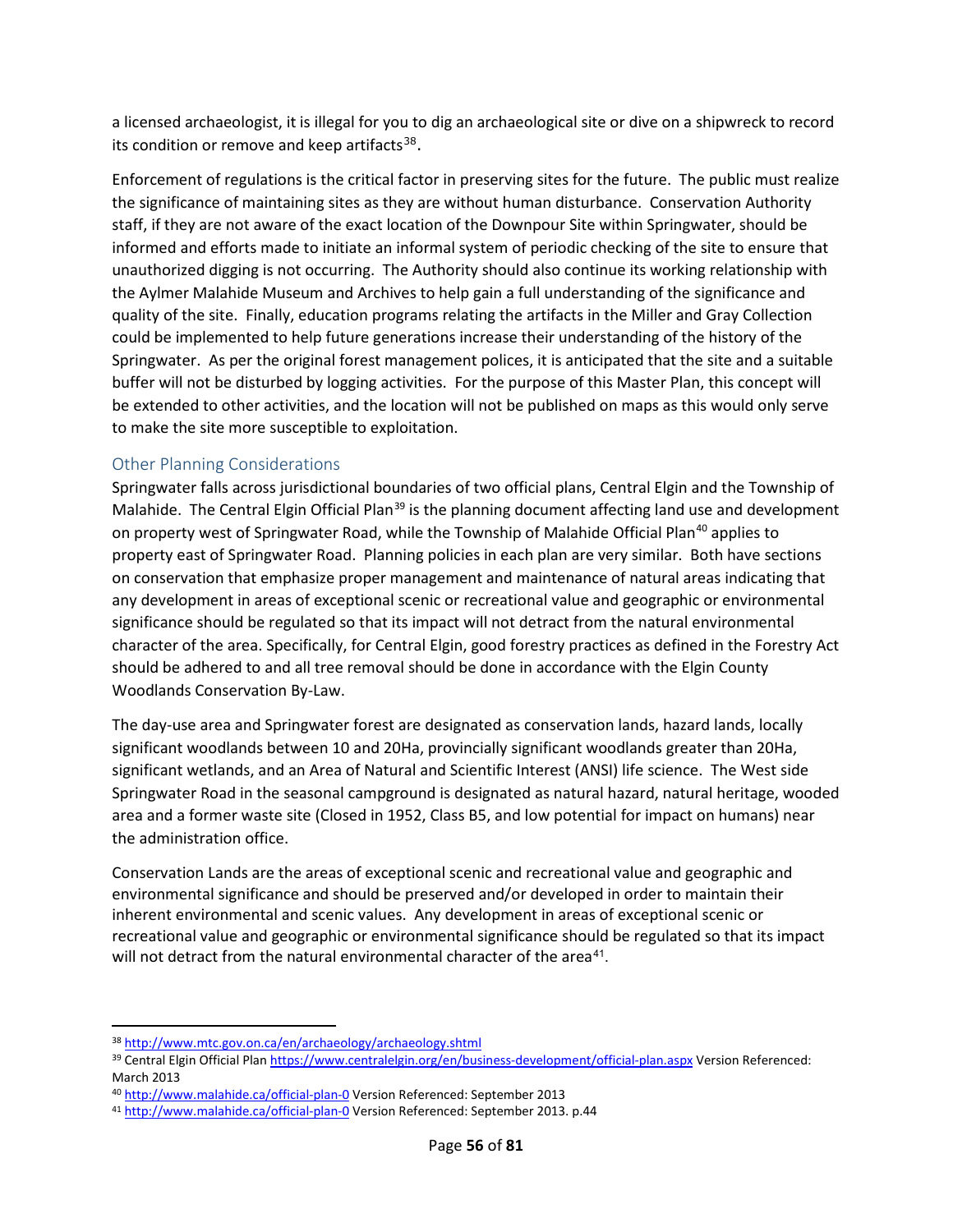a licensed archaeologist, it is illegal for you to dig an archaeological site or dive on a shipwreck to record its condition or remove and keep artifacts[38].

Enforcement of regulations is the critical factor in preserving sites for the future. The public must realize the significance of maintaining sites as they are without human disturbance. Conservation Authority staff, if they are not aware of the exact location of the Downpour Site within Springwater, should be informed and efforts made to initiate an informal system of periodic checking of the site to ensure that unauthorized digging is not occurring. The Authority should also continue its working relationship with the Aylmer Malahide Museum and Archives to help gain a full understanding of the significance and quality of the site. Finally, education programs relating the artifacts in the Miller and Gray Collection could be implemented to help future generations increase their understanding of the history of the Springwater. As per the original forest management polices, it is anticipated that the site and a suitable buffer will not be disturbed by logging activities. For the purpose of this Master Plan, this concept will be extended to other activities, and the location will not be published on maps as this would only serve to make the site more susceptible to exploitation.

### Other Planning Considerations

Springwater falls across jurisdictional boundaries of two official plans, Central Elgin and the Township of Malahide. The Central Elgin Official Plan[39] is the planning document affecting land use and development on property west of Springwater Road, while the Township of Malahide Official Plan[40] applies to property east of Springwater Road. Planning policies in each plan are very similar. Both have sections on conservation that emphasize proper management and maintenance of natural areas indicating that any development in areas of exceptional scenic or recreational value and geographic or environmental significance should be regulated so that its impact will not detract from the natural environmental character of the area. Specifically, for Central Elgin, good forestry practices as defined in the Forestry Act should be adhered to and all tree removal should be done in accordance with the Elgin County Woodlands Conservation By-Law.

The day-use area and Springwater forest are designated as conservation lands, hazard lands, locally significant woodlands between 10 and 20Ha, provincially significant woodlands greater than 20Ha, significant wetlands, and an Area of Natural and Scientific Interest (ANSI) life science. The West side Springwater Road in the seasonal campground is designated as natural hazard, natural heritage, wooded area and a former waste site (Closed in 1952, Class B5, and low potential for impact on humans) near the administration office.

Conservation Lands are the areas of exceptional scenic and recreational value and geographic and environmental significance and should be preserved and/or developed in order to maintain their inherent environmental and scenic values. Any development in areas of exceptional scenic or recreational value and geographic or environmental significance should be regulated so that its impact will not detract from the natural environmental character of the area[41].

---

[38] http://www.mtc.gov.on.ca/en/archaeology/archaeology.shtml

[39] Central Elgin Official Plan https://www.centralelgin.org/en/business-development/official-plan.aspx Version Referenced: March 2013

[40] http://www.malahide.ca/official-plan-0 Version Referenced: September 2013

[41] http://www.malahide.ca/official-plan-0 Version Referenced: September 2013. p.44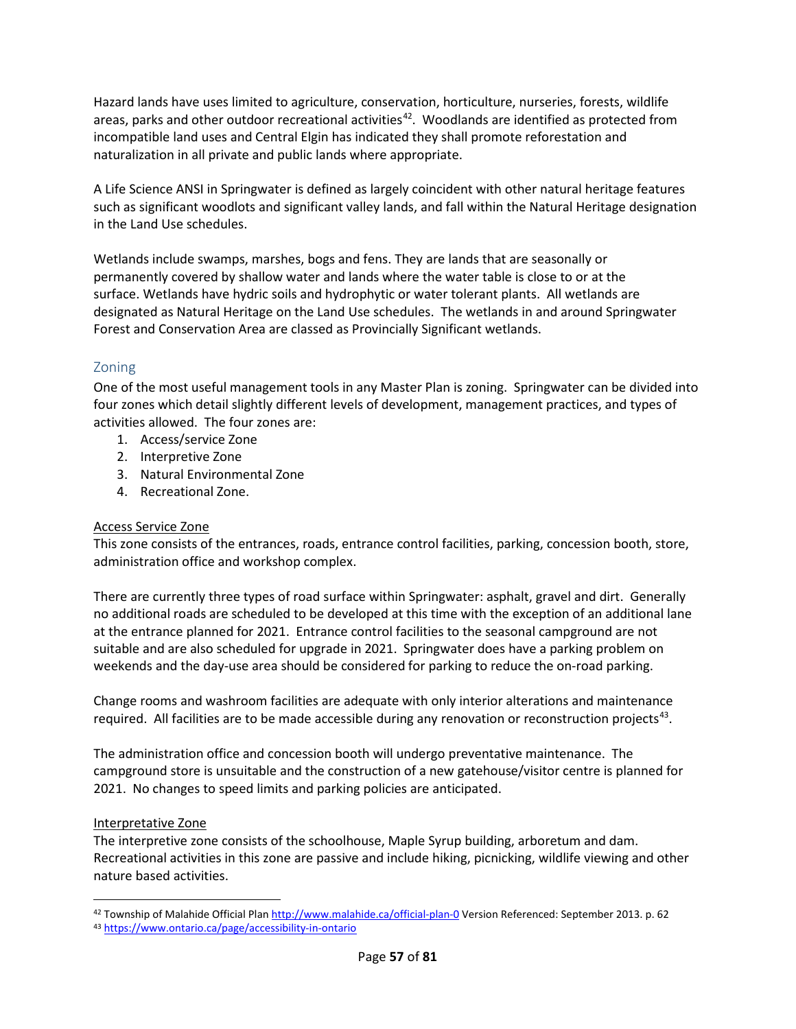Hazard lands have uses limited to agriculture, conservation, horticulture, nurseries, forests, wildlife areas, parks and other outdoor recreational activities[42]. Woodlands are identified as protected from incompatible land uses and Central Elgin has indicated they shall promote reforestation and naturalization in all private and public lands where appropriate.

A Life Science ANSI in Springwater is defined as largely coincident with other natural heritage features such as significant woodlots and significant valley lands, and fall within the Natural Heritage designation in the Land Use schedules.

Wetlands include swamps, marshes, bogs and fens. They are lands that are seasonally or permanently covered by shallow water and lands where the water table is close to or at the surface. Wetlands have hydric soils and hydrophytic or water tolerant plants. All wetlands are designated as Natural Heritage on the Land Use schedules. The wetlands in and around Springwater Forest and Conservation Area are classed as Provincially Significant wetlands.

## Zoning

One of the most useful management tools in any Master Plan is zoning. Springwater can be divided into four zones which detail slightly different levels of development, management practices, and types of activities allowed. The four zones are:

1. Access/service Zone
2. Interpretive Zone
3. Natural Environmental Zone
4. Recreational Zone.

<u>Access Service Zone</u>

This zone consists of the entrances, roads, entrance control facilities, parking, concession booth, store, administration office and workshop complex.

There are currently three types of road surface within Springwater: asphalt, gravel and dirt. Generally no additional roads are scheduled to be developed at this time with the exception of an additional lane at the entrance planned for 2021. Entrance control facilities to the seasonal campground are not suitable and are also scheduled for upgrade in 2021. Springwater does have a parking problem on weekends and the day-use area should be considered for parking to reduce the on-road parking.

Change rooms and washroom facilities are adequate with only interior alterations and maintenance required. All facilities are to be made accessible during any renovation or reconstruction projects[43].

The administration office and concession booth will undergo preventative maintenance. The campground store is unsuitable and the construction of a new gatehouse/visitor centre is planned for 2021. No changes to speed limits and parking policies are anticipated.

<u>Interpretative Zone</u>

The interpretive zone consists of the schoolhouse, Maple Syrup building, arboretum and dam. Recreational activities in this zone are passive and include hiking, picnicking, wildlife viewing and other nature based activities.

---

[42] Township of Malahide Official Plan http://www.malahide.ca/official-plan-0 Version Referenced: September 2013. p. 62

[43] https://www.ontario.ca/page/accessibility-in-ontario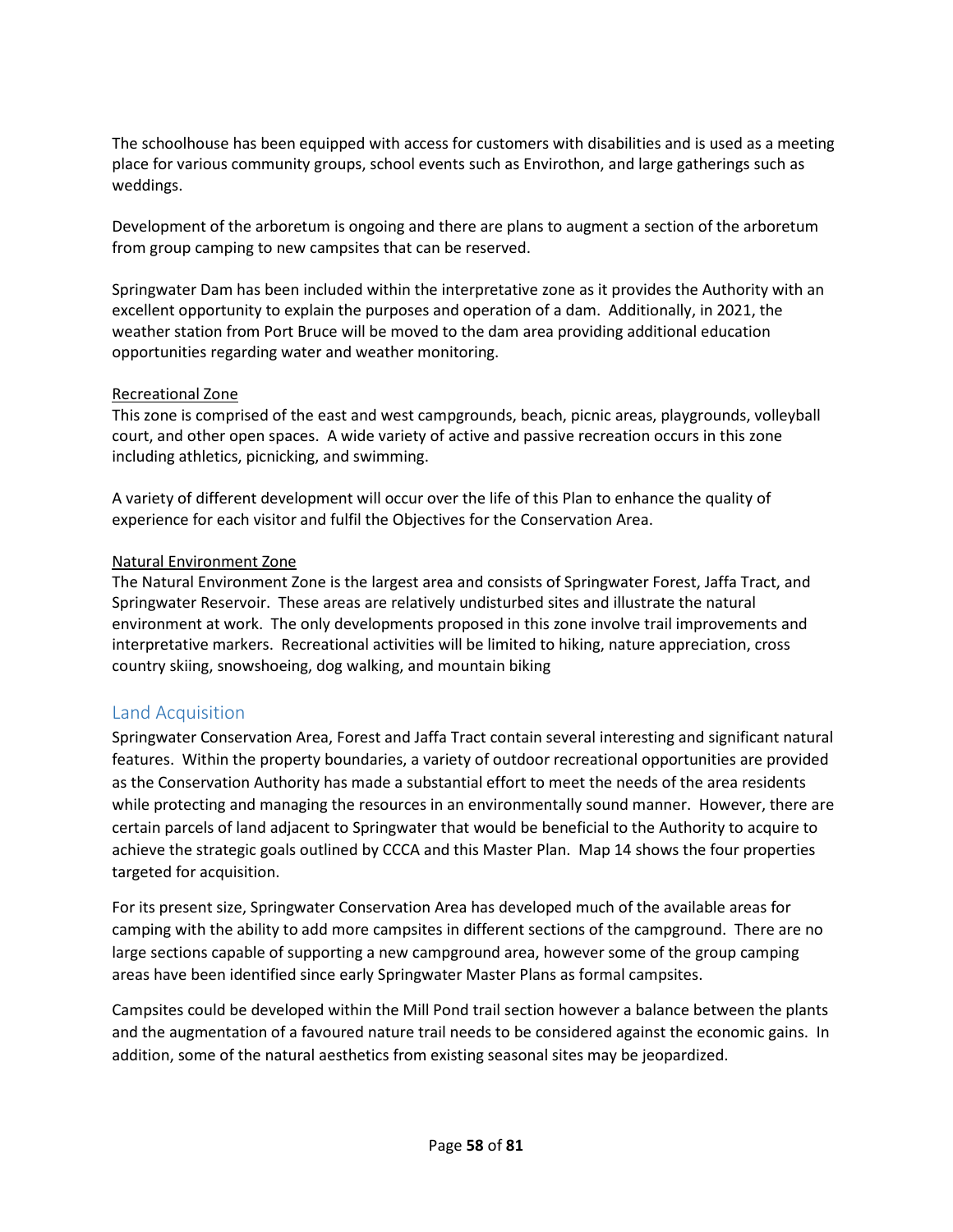The schoolhouse has been equipped with access for customers with disabilities and is used as a meeting place for various community groups, school events such as Envirothon, and large gatherings such as weddings.

Development of the arboretum is ongoing and there are plans to augment a section of the arboretum from group camping to new campsites that can be reserved.

Springwater Dam has been included within the interpretative zone as it provides the Authority with an excellent opportunity to explain the purposes and operation of a dam. Additionally, in 2021, the weather station from Port Bruce will be moved to the dam area providing additional education opportunities regarding water and weather monitoring.

<u>Recreational Zone</u>
This zone is comprised of the east and west campgrounds, beach, picnic areas, playgrounds, volleyball court, and other open spaces. A wide variety of active and passive recreation occurs in this zone including athletics, picnicking, and swimming.

A variety of different development will occur over the life of this Plan to enhance the quality of experience for each visitor and fulfil the Objectives for the Conservation Area.

<u>Natural Environment Zone</u>
The Natural Environment Zone is the largest area and consists of Springwater Forest, Jaffa Tract, and Springwater Reservoir. These areas are relatively undisturbed sites and illustrate the natural environment at work. The only developments proposed in this zone involve trail improvements and interpretative markers. Recreational activities will be limited to hiking, nature appreciation, cross country skiing, snowshoeing, dog walking, and mountain biking

## Land Acquisition

Springwater Conservation Area, Forest and Jaffa Tract contain several interesting and significant natural features. Within the property boundaries, a variety of outdoor recreational opportunities are provided as the Conservation Authority has made a substantial effort to meet the needs of the area residents while protecting and managing the resources in an environmentally sound manner. However, there are certain parcels of land adjacent to Springwater that would be beneficial to the Authority to acquire to achieve the strategic goals outlined by CCCA and this Master Plan. Map 14 shows the four properties targeted for acquisition.

For its present size, Springwater Conservation Area has developed much of the available areas for camping with the ability to add more campsites in different sections of the campground. There are no large sections capable of supporting a new campground area, however some of the group camping areas have been identified since early Springwater Master Plans as formal campsites.

Campsites could be developed within the Mill Pond trail section however a balance between the plants and the augmentation of a favoured nature trail needs to be considered against the economic gains. In addition, some of the natural aesthetics from existing seasonal sites may be jeopardized.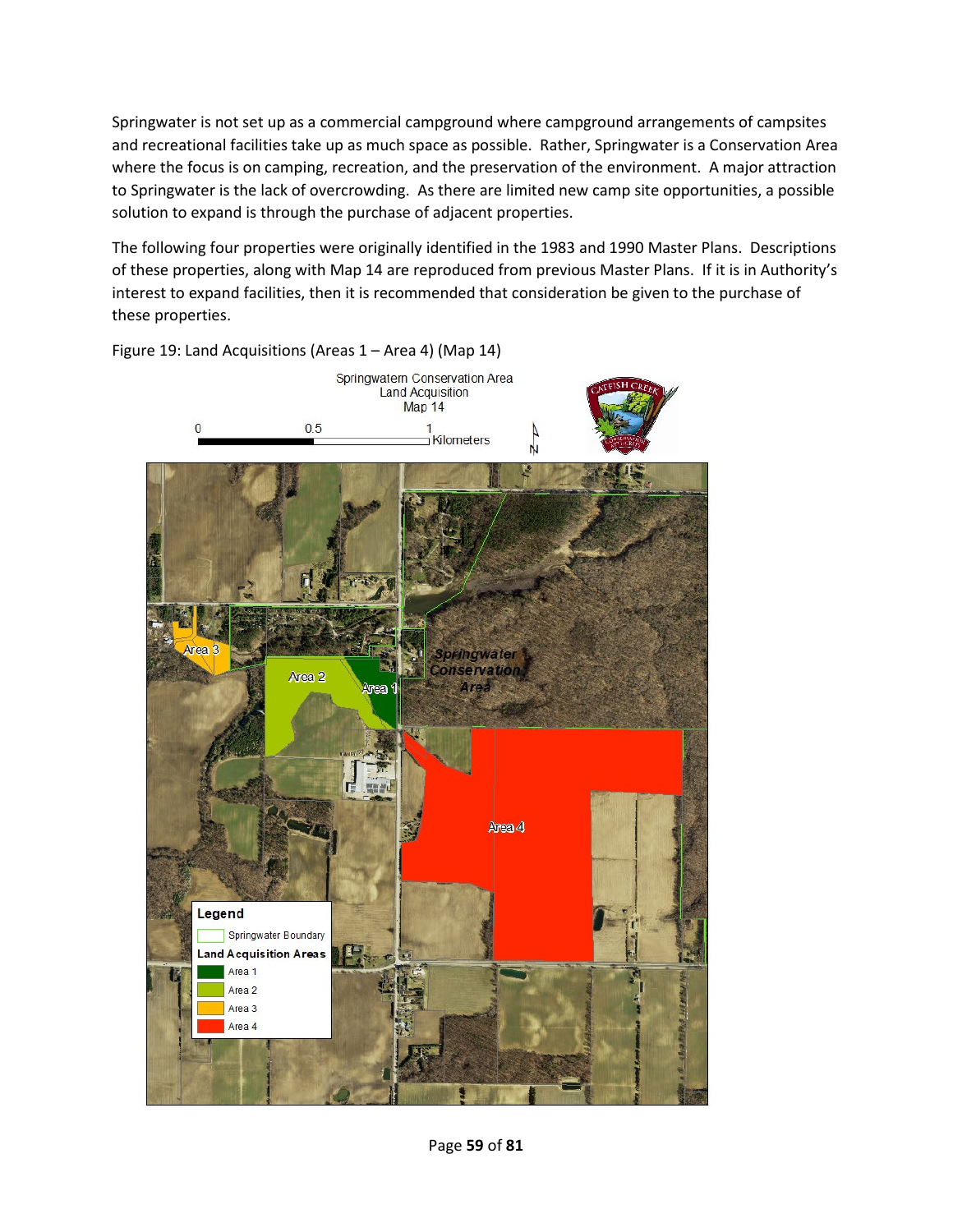Springwater is not set up as a commercial campground where campground arrangements of campsites and recreational facilities take up as much space as possible. Rather, Springwater is a Conservation Area where the focus is on camping, recreation, and the preservation of the environment. A major attraction to Springwater is the lack of overcrowding. As there are limited new camp site opportunities, a possible solution to expand is through the purchase of adjacent properties.

The following four properties were originally identified in the 1983 and 1990 Master Plans. Descriptions of these properties, along with Map 14 are reproduced from previous Master Plans. If it is in Authority's interest to expand facilities, then it is recommended that consideration be given to the purchase of these properties.

Figure 19: Land Acquisitions (Areas 1 – Area 4) (Map 14)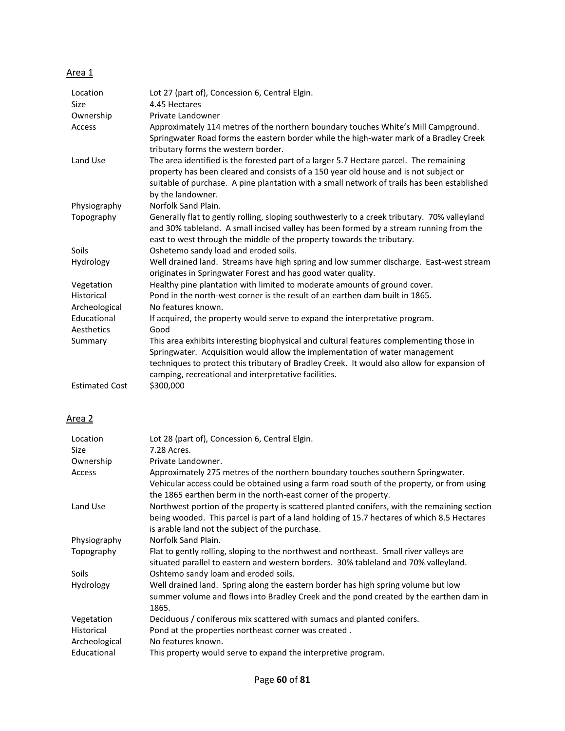Area 1

| | |
|---|---|
| Location | Lot 27 (part of), Concession 6, Central Elgin. |
| Size | 4.45 Hectares |
| Ownership | Private Landowner |
| Access | Approximately 114 metres of the northern boundary touches White's Mill Campground. Springwater Road forms the eastern border while the high-water mark of a Bradley Creek tributary forms the western border. |
| Land Use | The area identified is the forested part of a larger 5.7 Hectare parcel. The remaining property has been cleared and consists of a 150 year old house and is not subject or suitable of purchase. A pine plantation with a small network of trails has been established by the landowner. |
| Physiography | Norfolk Sand Plain. |
| Topography | Generally flat to gently rolling, sloping southwesterly to a creek tributary. 70% valleyland and 30% tableland. A small incised valley has been formed by a stream running from the east to west through the middle of the property towards the tributary. |
| Soils | Oshetemo sandy load and eroded soils. |
| Hydrology | Well drained land. Streams have high spring and low summer discharge. East-west stream originates in Springwater Forest and has good water quality. |
| Vegetation | Healthy pine plantation with limited to moderate amounts of ground cover. |
| Historical | Pond in the north-west corner is the result of an earthen dam built in 1865. |
| Archeological | No features known. |
| Educational | If acquired, the property would serve to expand the interpretative program. |
| Aesthetics | Good |
| Summary | This area exhibits interesting biophysical and cultural features complementing those in Springwater. Acquisition would allow the implementation of water management techniques to protect this tributary of Bradley Creek. It would also allow for expansion of camping, recreational and interpretative facilities. |
| Estimated Cost | $300,000 |

Area 2

| | |
|---|---|
| Location | Lot 28 (part of), Concession 6, Central Elgin. |
| Size | 7.28 Acres. |
| Ownership | Private Landowner. |
| Access | Approximately 275 metres of the northern boundary touches southern Springwater. Vehicular access could be obtained using a farm road south of the property, or from using the 1865 earthen berm in the north-east corner of the property. |
| Land Use | Northwest portion of the property is scattered planted conifers, with the remaining section being wooded. This parcel is part of a land holding of 15.7 hectares of which 8.5 Hectares is arable land not the subject of the purchase. |
| Physiography | Norfolk Sand Plain. |
| Topography | Flat to gently rolling, sloping to the northwest and northeast. Small river valleys are situated parallel to eastern and western borders. 30% tableland and 70% valleyland. |
| Soils | Oshtemo sandy loam and eroded soils. |
| Hydrology | Well drained land. Spring along the eastern border has high spring volume but low summer volume and flows into Bradley Creek and the pond created by the earthen dam in 1865. |
| Vegetation | Deciduous / coniferous mix scattered with sumacs and planted conifers. |
| Historical | Pond at the properties northeast corner was created . |
| Archeological | No features known. |
| Educational | This property would serve to expand the interpretive program. |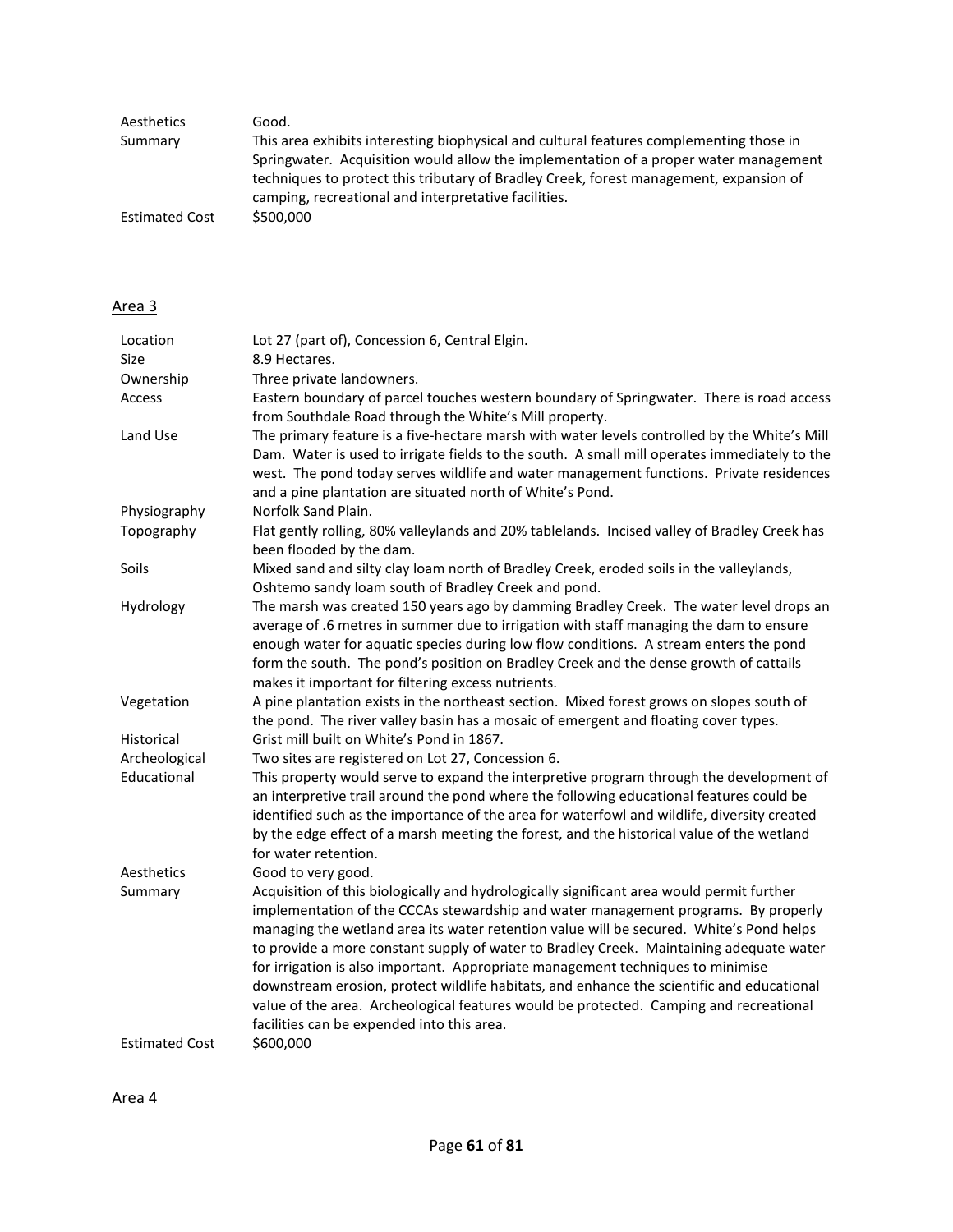| | |
|---|---|
| Aesthetics | Good. |
| Summary | This area exhibits interesting biophysical and cultural features complementing those in Springwater. Acquisition would allow the implementation of a proper water management techniques to protect this tributary of Bradley Creek, forest management, expansion of camping, recreational and interpretative facilities. |
| Estimated Cost | $500,000 |

<u>Area 3</u>

| | |
|---|---|
| Location | Lot 27 (part of), Concession 6, Central Elgin. |
| Size | 8.9 Hectares. |
| Ownership | Three private landowners. |
| Access | Eastern boundary of parcel touches western boundary of Springwater. There is road access from Southdale Road through the White's Mill property. |
| Land Use | The primary feature is a five-hectare marsh with water levels controlled by the White's Mill Dam. Water is used to irrigate fields to the south. A small mill operates immediately to the west. The pond today serves wildlife and water management functions. Private residences and a pine plantation are situated north of White's Pond. |
| Physiography | Norfolk Sand Plain. |
| Topography | Flat gently rolling, 80% valleylands and 20% tablelands. Incised valley of Bradley Creek has been flooded by the dam. |
| Soils | Mixed sand and silty clay loam north of Bradley Creek, eroded soils in the valleylands, Oshtemo sandy loam south of Bradley Creek and pond. |
| Hydrology | The marsh was created 150 years ago by damming Bradley Creek. The water level drops an average of .6 metres in summer due to irrigation with staff managing the dam to ensure enough water for aquatic species during low flow conditions. A stream enters the pond form the south. The pond's position on Bradley Creek and the dense growth of cattails makes it important for filtering excess nutrients. |
| Vegetation | A pine plantation exists in the northeast section. Mixed forest grows on slopes south of the pond. The river valley basin has a mosaic of emergent and floating cover types. |
| Historical | Grist mill built on White's Pond in 1867. |
| Archeological | Two sites are registered on Lot 27, Concession 6. |
| Educational | This property would serve to expand the interpretive program through the development of an interpretive trail around the pond where the following educational features could be identified such as the importance of the area for waterfowl and wildlife, diversity created by the edge effect of a marsh meeting the forest, and the historical value of the wetland for water retention. |
| Aesthetics | Good to very good. |
| Summary | Acquisition of this biologically and hydrologically significant area would permit further implementation of the CCCAs stewardship and water management programs. By properly managing the wetland area its water retention value will be secured. White's Pond helps to provide a more constant supply of water to Bradley Creek. Maintaining adequate water for irrigation is also important. Appropriate management techniques to minimise downstream erosion, protect wildlife habitats, and enhance the scientific and educational value of the area. Archeological features would be protected. Camping and recreational facilities can be expended into this area. |
| Estimated Cost | $600,000 |

<u>Area 4</u>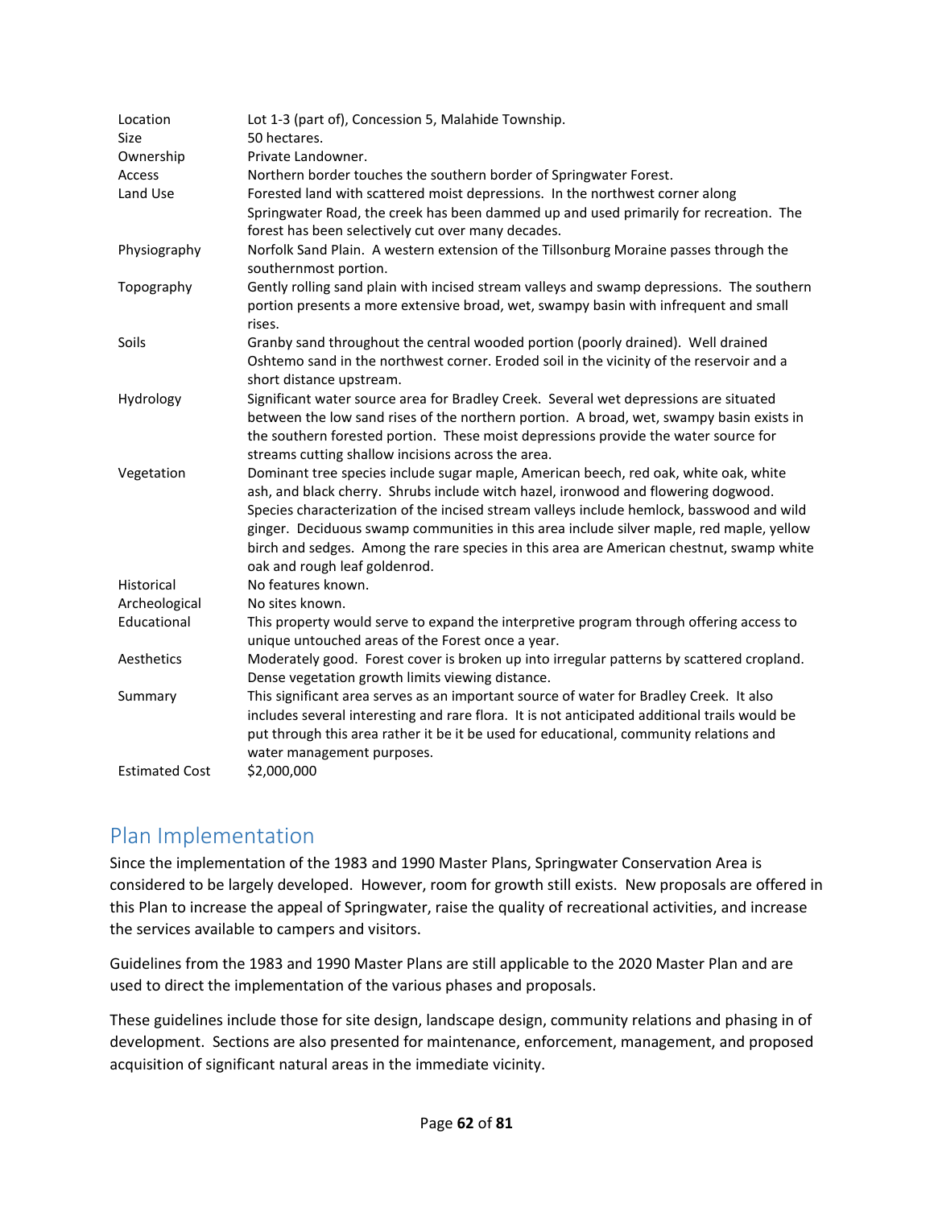| | |
|---|---|
| Location | Lot 1-3 (part of), Concession 5, Malahide Township. |
| Size | 50 hectares. |
| Ownership | Private Landowner. |
| Access | Northern border touches the southern border of Springwater Forest. |
| Land Use | Forested land with scattered moist depressions. In the northwest corner along Springwater Road, the creek has been dammed up and used primarily for recreation. The forest has been selectively cut over many decades. |
| Physiography | Norfolk Sand Plain. A western extension of the Tillsonburg Moraine passes through the southernmost portion. |
| Topography | Gently rolling sand plain with incised stream valleys and swamp depressions. The southern portion presents a more extensive broad, wet, swampy basin with infrequent and small rises. |
| Soils | Granby sand throughout the central wooded portion (poorly drained). Well drained Oshtemo sand in the northwest corner. Eroded soil in the vicinity of the reservoir and a short distance upstream. |
| Hydrology | Significant water source area for Bradley Creek. Several wet depressions are situated between the low sand rises of the northern portion. A broad, wet, swampy basin exists in the southern forested portion. These moist depressions provide the water source for streams cutting shallow incisions across the area. |
| Vegetation | Dominant tree species include sugar maple, American beech, red oak, white oak, white ash, and black cherry. Shrubs include witch hazel, ironwood and flowering dogwood. Species characterization of the incised stream valleys include hemlock, basswood and wild ginger. Deciduous swamp communities in this area include silver maple, red maple, yellow birch and sedges. Among the rare species in this area are American chestnut, swamp white oak and rough leaf goldenrod. |
| Historical | No features known. |
| Archeological | No sites known. |
| Educational | This property would serve to expand the interpretive program through offering access to unique untouched areas of the Forest once a year. |
| Aesthetics | Moderately good. Forest cover is broken up into irregular patterns by scattered cropland. Dense vegetation growth limits viewing distance. |
| Summary | This significant area serves as an important source of water for Bradley Creek. It also includes several interesting and rare flora. It is not anticipated additional trails would be put through this area rather it be it be used for educational, community relations and water management purposes. |
| Estimated Cost | $2,000,000 |

## Plan Implementation

Since the implementation of the 1983 and 1990 Master Plans, Springwater Conservation Area is considered to be largely developed. However, room for growth still exists. New proposals are offered in this Plan to increase the appeal of Springwater, raise the quality of recreational activities, and increase the services available to campers and visitors.

Guidelines from the 1983 and 1990 Master Plans are still applicable to the 2020 Master Plan and are used to direct the implementation of the various phases and proposals.

These guidelines include those for site design, landscape design, community relations and phasing in of development. Sections are also presented for maintenance, enforcement, management, and proposed acquisition of significant natural areas in the immediate vicinity.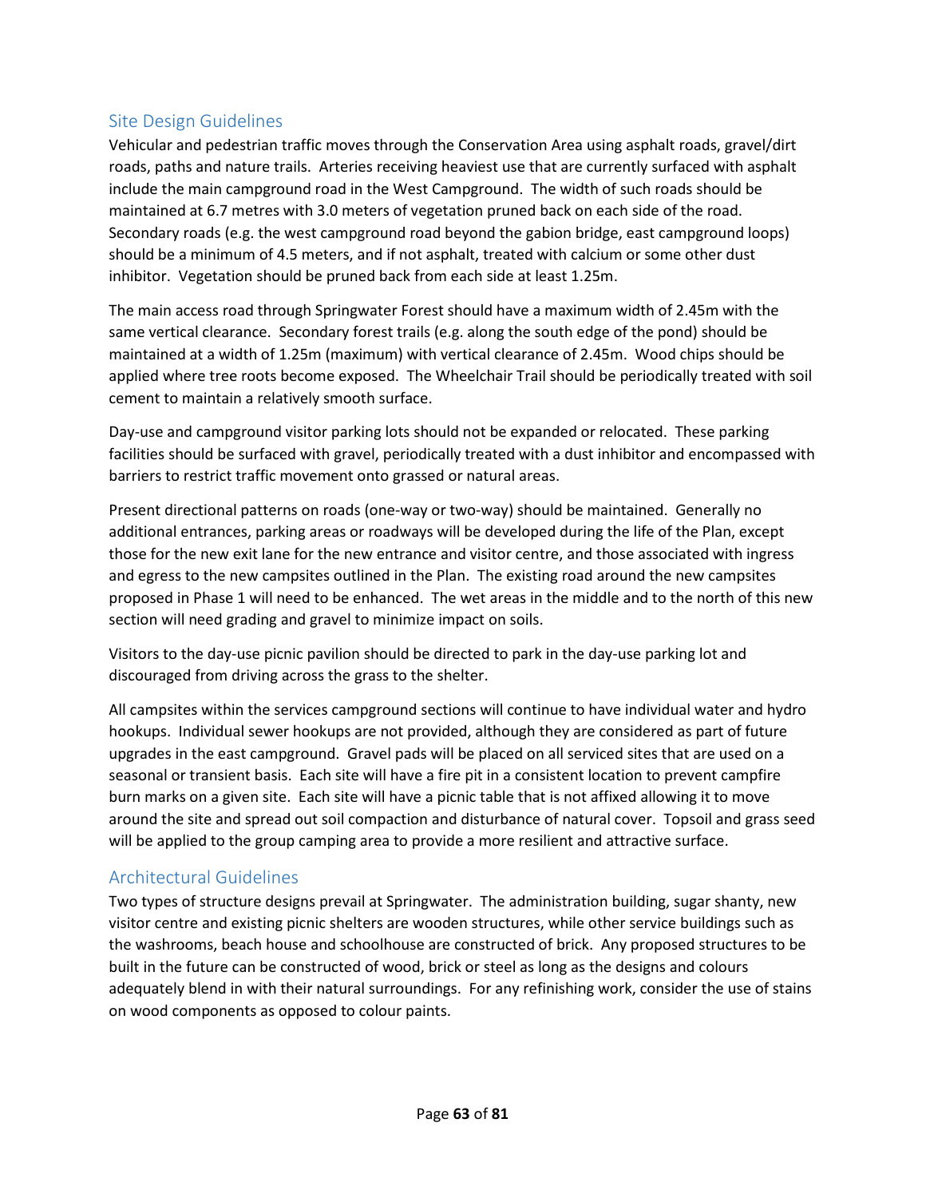## Site Design Guidelines

Vehicular and pedestrian traffic moves through the Conservation Area using asphalt roads, gravel/dirt roads, paths and nature trails. Arteries receiving heaviest use that are currently surfaced with asphalt include the main campground road in the West Campground. The width of such roads should be maintained at 6.7 metres with 3.0 meters of vegetation pruned back on each side of the road. Secondary roads (e.g. the west campground road beyond the gabion bridge, east campground loops) should be a minimum of 4.5 meters, and if not asphalt, treated with calcium or some other dust inhibitor. Vegetation should be pruned back from each side at least 1.25m.

The main access road through Springwater Forest should have a maximum width of 2.45m with the same vertical clearance. Secondary forest trails (e.g. along the south edge of the pond) should be maintained at a width of 1.25m (maximum) with vertical clearance of 2.45m. Wood chips should be applied where tree roots become exposed. The Wheelchair Trail should be periodically treated with soil cement to maintain a relatively smooth surface.

Day-use and campground visitor parking lots should not be expanded or relocated. These parking facilities should be surfaced with gravel, periodically treated with a dust inhibitor and encompassed with barriers to restrict traffic movement onto grassed or natural areas.

Present directional patterns on roads (one-way or two-way) should be maintained. Generally no additional entrances, parking areas or roadways will be developed during the life of the Plan, except those for the new exit lane for the new entrance and visitor centre, and those associated with ingress and egress to the new campsites outlined in the Plan. The existing road around the new campsites proposed in Phase 1 will need to be enhanced. The wet areas in the middle and to the north of this new section will need grading and gravel to minimize impact on soils.

Visitors to the day-use picnic pavilion should be directed to park in the day-use parking lot and discouraged from driving across the grass to the shelter.

All campsites within the services campground sections will continue to have individual water and hydro hookups. Individual sewer hookups are not provided, although they are considered as part of future upgrades in the east campground. Gravel pads will be placed on all serviced sites that are used on a seasonal or transient basis. Each site will have a fire pit in a consistent location to prevent campfire burn marks on a given site. Each site will have a picnic table that is not affixed allowing it to move around the site and spread out soil compaction and disturbance of natural cover. Topsoil and grass seed will be applied to the group camping area to provide a more resilient and attractive surface.

## Architectural Guidelines

Two types of structure designs prevail at Springwater. The administration building, sugar shanty, new visitor centre and existing picnic shelters are wooden structures, while other service buildings such as the washrooms, beach house and schoolhouse are constructed of brick. Any proposed structures to be built in the future can be constructed of wood, brick or steel as long as the designs and colours adequately blend in with their natural surroundings. For any refinishing work, consider the use of stains on wood components as opposed to colour paints.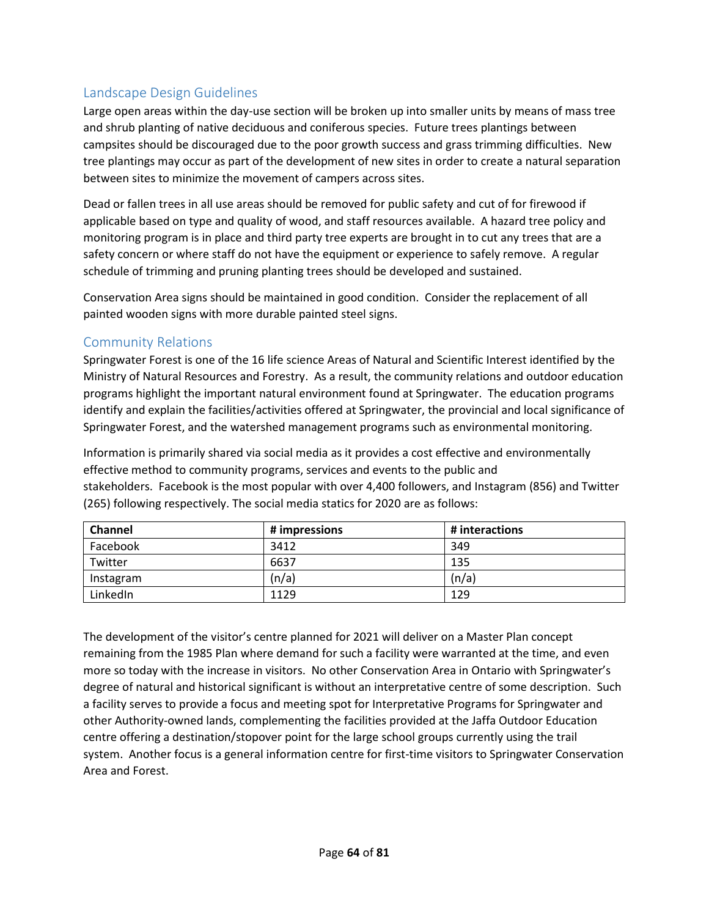## Landscape Design Guidelines

Large open areas within the day-use section will be broken up into smaller units by means of mass tree and shrub planting of native deciduous and coniferous species. Future trees plantings between campsites should be discouraged due to the poor growth success and grass trimming difficulties. New tree plantings may occur as part of the development of new sites in order to create a natural separation between sites to minimize the movement of campers across sites.

Dead or fallen trees in all use areas should be removed for public safety and cut of for firewood if applicable based on type and quality of wood, and staff resources available. A hazard tree policy and monitoring program is in place and third party tree experts are brought in to cut any trees that are a safety concern or where staff do not have the equipment or experience to safely remove. A regular schedule of trimming and pruning planting trees should be developed and sustained.

Conservation Area signs should be maintained in good condition. Consider the replacement of all painted wooden signs with more durable painted steel signs.

## Community Relations

Springwater Forest is one of the 16 life science Areas of Natural and Scientific Interest identified by the Ministry of Natural Resources and Forestry. As a result, the community relations and outdoor education programs highlight the important natural environment found at Springwater. The education programs identify and explain the facilities/activities offered at Springwater, the provincial and local significance of Springwater Forest, and the watershed management programs such as environmental monitoring.

Information is primarily shared via social media as it provides a cost effective and environmentally effective method to community programs, services and events to the public and stakeholders. Facebook is the most popular with over 4,400 followers, and Instagram (856) and Twitter (265) following respectively. The social media statics for 2020 are as follows:

| Channel | # impressions | # interactions |
|---|---|---|
| Facebook | 3412 | 349 |
| Twitter | 6637 | 135 |
| Instagram | (n/a) | (n/a) |
| LinkedIn | 1129 | 129 |

The development of the visitor's centre planned for 2021 will deliver on a Master Plan concept remaining from the 1985 Plan where demand for such a facility were warranted at the time, and even more so today with the increase in visitors. No other Conservation Area in Ontario with Springwater's degree of natural and historical significant is without an interpretative centre of some description. Such a facility serves to provide a focus and meeting spot for Interpretative Programs for Springwater and other Authority-owned lands, complementing the facilities provided at the Jaffa Outdoor Education centre offering a destination/stopover point for the large school groups currently using the trail system. Another focus is a general information centre for first-time visitors to Springwater Conservation Area and Forest.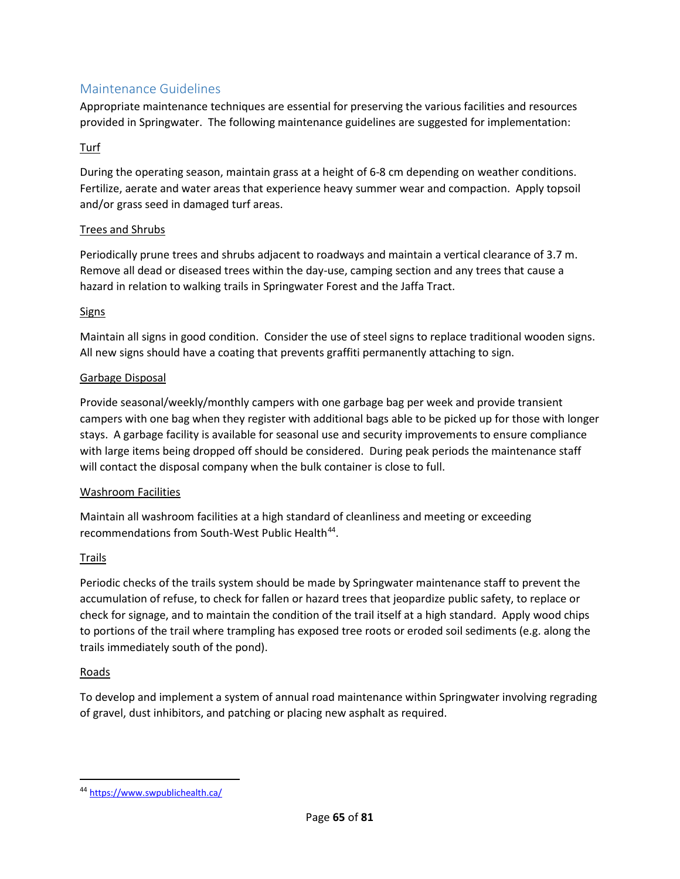## Maintenance Guidelines

Appropriate maintenance techniques are essential for preserving the various facilities and resources provided in Springwater. The following maintenance guidelines are suggested for implementation:

### Turf

During the operating season, maintain grass at a height of 6-8 cm depending on weather conditions. Fertilize, aerate and water areas that experience heavy summer wear and compaction. Apply topsoil and/or grass seed in damaged turf areas.

### Trees and Shrubs

Periodically prune trees and shrubs adjacent to roadways and maintain a vertical clearance of 3.7 m. Remove all dead or diseased trees within the day-use, camping section and any trees that cause a hazard in relation to walking trails in Springwater Forest and the Jaffa Tract.

### Signs

Maintain all signs in good condition. Consider the use of steel signs to replace traditional wooden signs. All new signs should have a coating that prevents graffiti permanently attaching to sign.

### Garbage Disposal

Provide seasonal/weekly/monthly campers with one garbage bag per week and provide transient campers with one bag when they register with additional bags able to be picked up for those with longer stays. A garbage facility is available for seasonal use and security improvements to ensure compliance with large items being dropped off should be considered. During peak periods the maintenance staff will contact the disposal company when the bulk container is close to full.

### Washroom Facilities

Maintain all washroom facilities at a high standard of cleanliness and meeting or exceeding recommendations from South-West Public Health[44].

### Trails

Periodic checks of the trails system should be made by Springwater maintenance staff to prevent the accumulation of refuse, to check for fallen or hazard trees that jeopardize public safety, to replace or check for signage, and to maintain the condition of the trail itself at a high standard. Apply wood chips to portions of the trail where trampling has exposed tree roots or eroded soil sediments (e.g. along the trails immediately south of the pond).

### Roads

To develop and implement a system of annual road maintenance within Springwater involving regrading of gravel, dust inhibitors, and patching or placing new asphalt as required.

---

[44] https://www.swpublichealth.ca/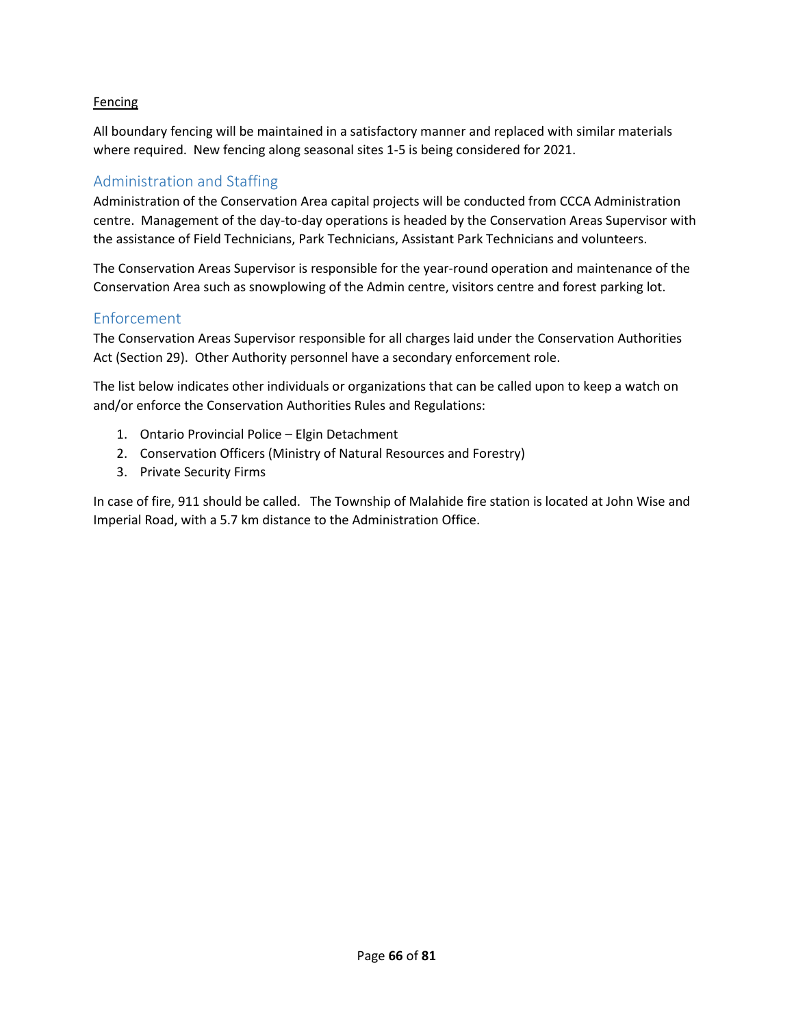Fencing

All boundary fencing will be maintained in a satisfactory manner and replaced with similar materials where required. New fencing along seasonal sites 1-5 is being considered for 2021.

## Administration and Staffing

Administration of the Conservation Area capital projects will be conducted from CCCA Administration centre. Management of the day-to-day operations is headed by the Conservation Areas Supervisor with the assistance of Field Technicians, Park Technicians, Assistant Park Technicians and volunteers.

The Conservation Areas Supervisor is responsible for the year-round operation and maintenance of the Conservation Area such as snowplowing of the Admin centre, visitors centre and forest parking lot.

## Enforcement

The Conservation Areas Supervisor responsible for all charges laid under the Conservation Authorities Act (Section 29). Other Authority personnel have a secondary enforcement role.

The list below indicates other individuals or organizations that can be called upon to keep a watch on and/or enforce the Conservation Authorities Rules and Regulations:

1. Ontario Provincial Police – Elgin Detachment
2. Conservation Officers (Ministry of Natural Resources and Forestry)
3. Private Security Firms

In case of fire, 911 should be called. The Township of Malahide fire station is located at John Wise and Imperial Road, with a 5.7 km distance to the Administration Office.